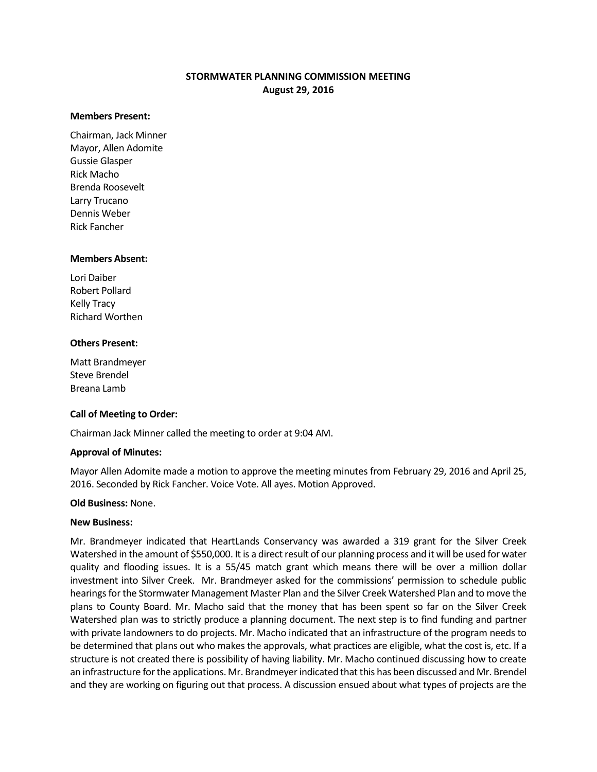# STORMWATER PLANNING COMMISSION MEETING
## August 29, 2016

**Members Present:**

Chairman, Jack Minner
Mayor, Allen Adomite
Gussie Glasper
Rick Macho
Brenda Roosevelt
Larry Trucano
Dennis Weber
Rick Fancher

**Members Absent:**

Lori Daiber
Robert Pollard
Kelly Tracy
Richard Worthen

**Others Present:**

Matt Brandmeyer
Steve Brendel
Breana Lamb

**Call of Meeting to Order:**

Chairman Jack Minner called the meeting to order at 9:04 AM.

**Approval of Minutes:**

Mayor Allen Adomite made a motion to approve the meeting minutes from February 29, 2016 and April 25, 2016. Seconded by Rick Fancher. Voice Vote. All ayes. Motion Approved.

**Old Business:** None.

**New Business:**

Mr. Brandmeyer indicated that HeartLands Conservancy was awarded a 319 grant for the Silver Creek Watershed in the amount of $550,000. It is a direct result of our planning process and it will be used for water quality and flooding issues. It is a 55/45 match grant which means there will be over a million dollar investment into Silver Creek. Mr. Brandmeyer asked for the commissions' permission to schedule public hearings for the Stormwater Management Master Plan and the Silver Creek Watershed Plan and to move the plans to County Board. Mr. Macho said that the money that has been spent so far on the Silver Creek Watershed plan was to strictly produce a planning document. The next step is to find funding and partner with private landowners to do projects. Mr. Macho indicated that an infrastructure of the program needs to be determined that plans out who makes the approvals, what practices are eligible, what the cost is, etc. If a structure is not created there is possibility of having liability. Mr. Macho continued discussing how to create an infrastructure for the applications. Mr. Brandmeyer indicated that this has been discussed and Mr. Brendel and they are working on figuring out that process. A discussion ensued about what types of projects are the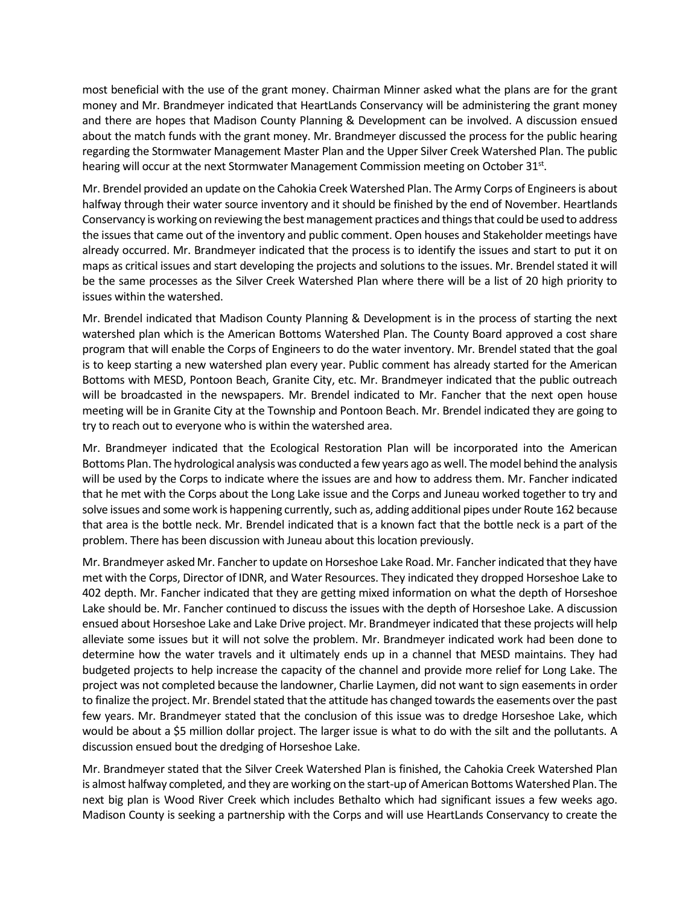most beneficial with the use of the grant money. Chairman Minner asked what the plans are for the grant money and Mr. Brandmeyer indicated that HeartLands Conservancy will be administering the grant money and there are hopes that Madison County Planning & Development can be involved. A discussion ensued about the match funds with the grant money. Mr. Brandmeyer discussed the process for the public hearing regarding the Stormwater Management Master Plan and the Upper Silver Creek Watershed Plan. The public hearing will occur at the next Stormwater Management Commission meeting on October 31st.

Mr. Brendel provided an update on the Cahokia Creek Watershed Plan. The Army Corps of Engineers is about halfway through their water source inventory and it should be finished by the end of November. Heartlands Conservancy is working on reviewing the best management practices and things that could be used to address the issues that came out of the inventory and public comment. Open houses and Stakeholder meetings have already occurred. Mr. Brandmeyer indicated that the process is to identify the issues and start to put it on maps as critical issues and start developing the projects and solutions to the issues. Mr. Brendel stated it will be the same processes as the Silver Creek Watershed Plan where there will be a list of 20 high priority to issues within the watershed.

Mr. Brendel indicated that Madison County Planning & Development is in the process of starting the next watershed plan which is the American Bottoms Watershed Plan. The County Board approved a cost share program that will enable the Corps of Engineers to do the water inventory. Mr. Brendel stated that the goal is to keep starting a new watershed plan every year. Public comment has already started for the American Bottoms with MESD, Pontoon Beach, Granite City, etc. Mr. Brandmeyer indicated that the public outreach will be broadcasted in the newspapers. Mr. Brendel indicated to Mr. Fancher that the next open house meeting will be in Granite City at the Township and Pontoon Beach. Mr. Brendel indicated they are going to try to reach out to everyone who is within the watershed area.

Mr. Brandmeyer indicated that the Ecological Restoration Plan will be incorporated into the American Bottoms Plan. The hydrological analysis was conducted a few years ago as well. The model behind the analysis will be used by the Corps to indicate where the issues are and how to address them. Mr. Fancher indicated that he met with the Corps about the Long Lake issue and the Corps and Juneau worked together to try and solve issues and some work is happening currently, such as, adding additional pipes under Route 162 because that area is the bottle neck. Mr. Brendel indicated that is a known fact that the bottle neck is a part of the problem. There has been discussion with Juneau about this location previously.

Mr. Brandmeyer asked Mr. Fancher to update on Horseshoe Lake Road. Mr. Fancher indicated that they have met with the Corps, Director of IDNR, and Water Resources. They indicated they dropped Horseshoe Lake to 402 depth. Mr. Fancher indicated that they are getting mixed information on what the depth of Horseshoe Lake should be. Mr. Fancher continued to discuss the issues with the depth of Horseshoe Lake. A discussion ensued about Horseshoe Lake and Lake Drive project. Mr. Brandmeyer indicated that these projects will help alleviate some issues but it will not solve the problem. Mr. Brandmeyer indicated work had been done to determine how the water travels and it ultimately ends up in a channel that MESD maintains. They had budgeted projects to help increase the capacity of the channel and provide more relief for Long Lake. The project was not completed because the landowner, Charlie Laymen, did not want to sign easements in order to finalize the project. Mr. Brendel stated that the attitude has changed towards the easements over the past few years. Mr. Brandmeyer stated that the conclusion of this issue was to dredge Horseshoe Lake, which would be about a $5 million dollar project. The larger issue is what to do with the silt and the pollutants. A discussion ensued bout the dredging of Horseshoe Lake.

Mr. Brandmeyer stated that the Silver Creek Watershed Plan is finished, the Cahokia Creek Watershed Plan is almost halfway completed, and they are working on the start-up of American Bottoms Watershed Plan. The next big plan is Wood River Creek which includes Bethalto which had significant issues a few weeks ago. Madison County is seeking a partnership with the Corps and will use HeartLands Conservancy to create the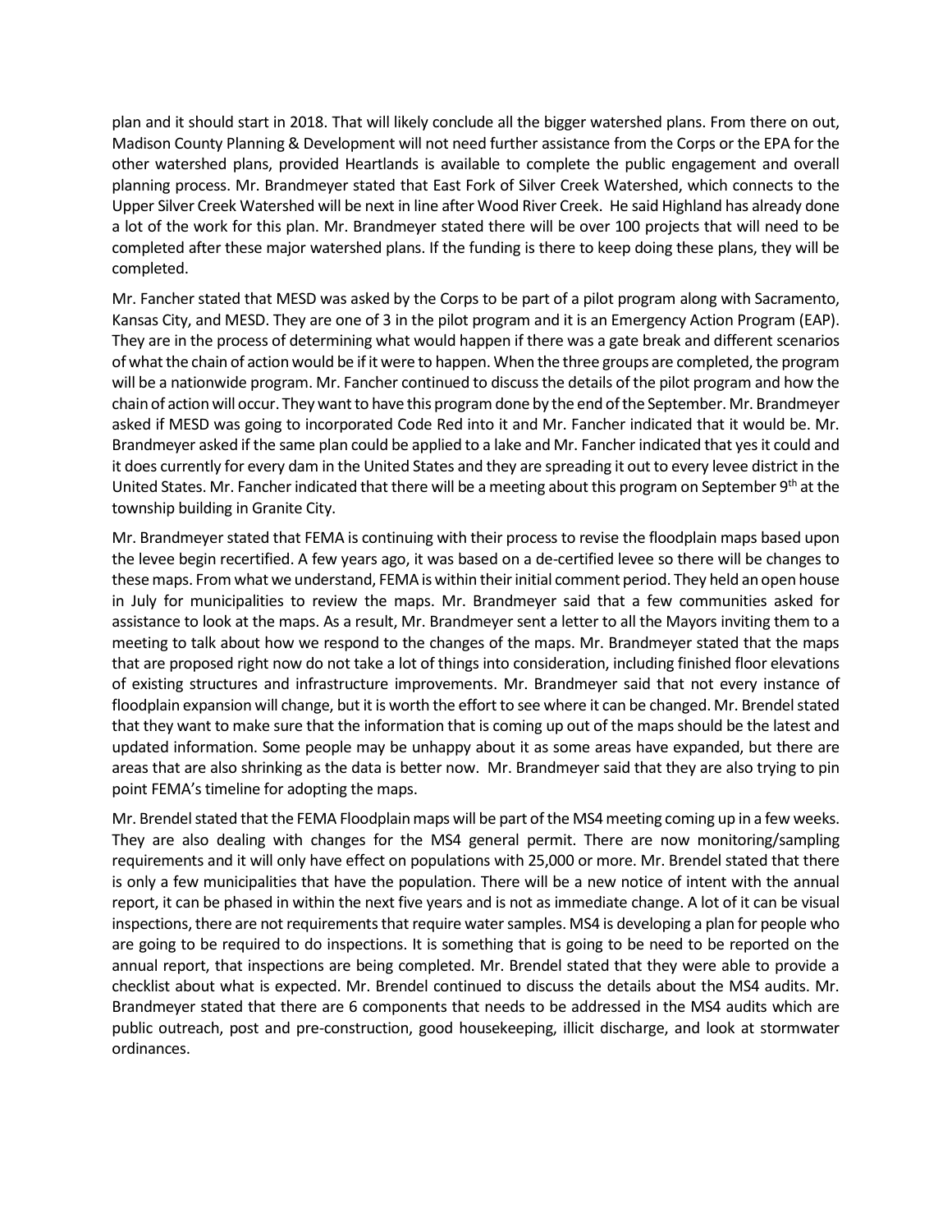plan and it should start in 2018. That will likely conclude all the bigger watershed plans. From there on out, Madison County Planning & Development will not need further assistance from the Corps or the EPA for the other watershed plans, provided Heartlands is available to complete the public engagement and overall planning process. Mr. Brandmeyer stated that East Fork of Silver Creek Watershed, which connects to the Upper Silver Creek Watershed will be next in line after Wood River Creek. He said Highland has already done a lot of the work for this plan. Mr. Brandmeyer stated there will be over 100 projects that will need to be completed after these major watershed plans. If the funding is there to keep doing these plans, they will be completed.

Mr. Fancher stated that MESD was asked by the Corps to be part of a pilot program along with Sacramento, Kansas City, and MESD. They are one of 3 in the pilot program and it is an Emergency Action Program (EAP). They are in the process of determining what would happen if there was a gate break and different scenarios of what the chain of action would be if it were to happen. When the three groups are completed, the program will be a nationwide program. Mr. Fancher continued to discuss the details of the pilot program and how the chain of action will occur. They want to have this program done by the end of the September. Mr. Brandmeyer asked if MESD was going to incorporated Code Red into it and Mr. Fancher indicated that it would be. Mr. Brandmeyer asked if the same plan could be applied to a lake and Mr. Fancher indicated that yes it could and it does currently for every dam in the United States and they are spreading it out to every levee district in the United States. Mr. Fancher indicated that there will be a meeting about this program on September 9th at the township building in Granite City.

Mr. Brandmeyer stated that FEMA is continuing with their process to revise the floodplain maps based upon the levee begin recertified. A few years ago, it was based on a de-certified levee so there will be changes to these maps. From what we understand, FEMA is within their initial comment period. They held an open house in July for municipalities to review the maps. Mr. Brandmeyer said that a few communities asked for assistance to look at the maps. As a result, Mr. Brandmeyer sent a letter to all the Mayors inviting them to a meeting to talk about how we respond to the changes of the maps. Mr. Brandmeyer stated that the maps that are proposed right now do not take a lot of things into consideration, including finished floor elevations of existing structures and infrastructure improvements. Mr. Brandmeyer said that not every instance of floodplain expansion will change, but it is worth the effort to see where it can be changed. Mr. Brendel stated that they want to make sure that the information that is coming up out of the maps should be the latest and updated information. Some people may be unhappy about it as some areas have expanded, but there are areas that are also shrinking as the data is better now. Mr. Brandmeyer said that they are also trying to pin point FEMA's timeline for adopting the maps.

Mr. Brendel stated that the FEMA Floodplain maps will be part of the MS4 meeting coming up in a few weeks. They are also dealing with changes for the MS4 general permit. There are now monitoring/sampling requirements and it will only have effect on populations with 25,000 or more. Mr. Brendel stated that there is only a few municipalities that have the population. There will be a new notice of intent with the annual report, it can be phased in within the next five years and is not as immediate change. A lot of it can be visual inspections, there are not requirements that require water samples. MS4 is developing a plan for people who are going to be required to do inspections. It is something that is going to be need to be reported on the annual report, that inspections are being completed. Mr. Brendel stated that they were able to provide a checklist about what is expected. Mr. Brendel continued to discuss the details about the MS4 audits. Mr. Brandmeyer stated that there are 6 components that needs to be addressed in the MS4 audits which are public outreach, post and pre-construction, good housekeeping, illicit discharge, and look at stormwater ordinances.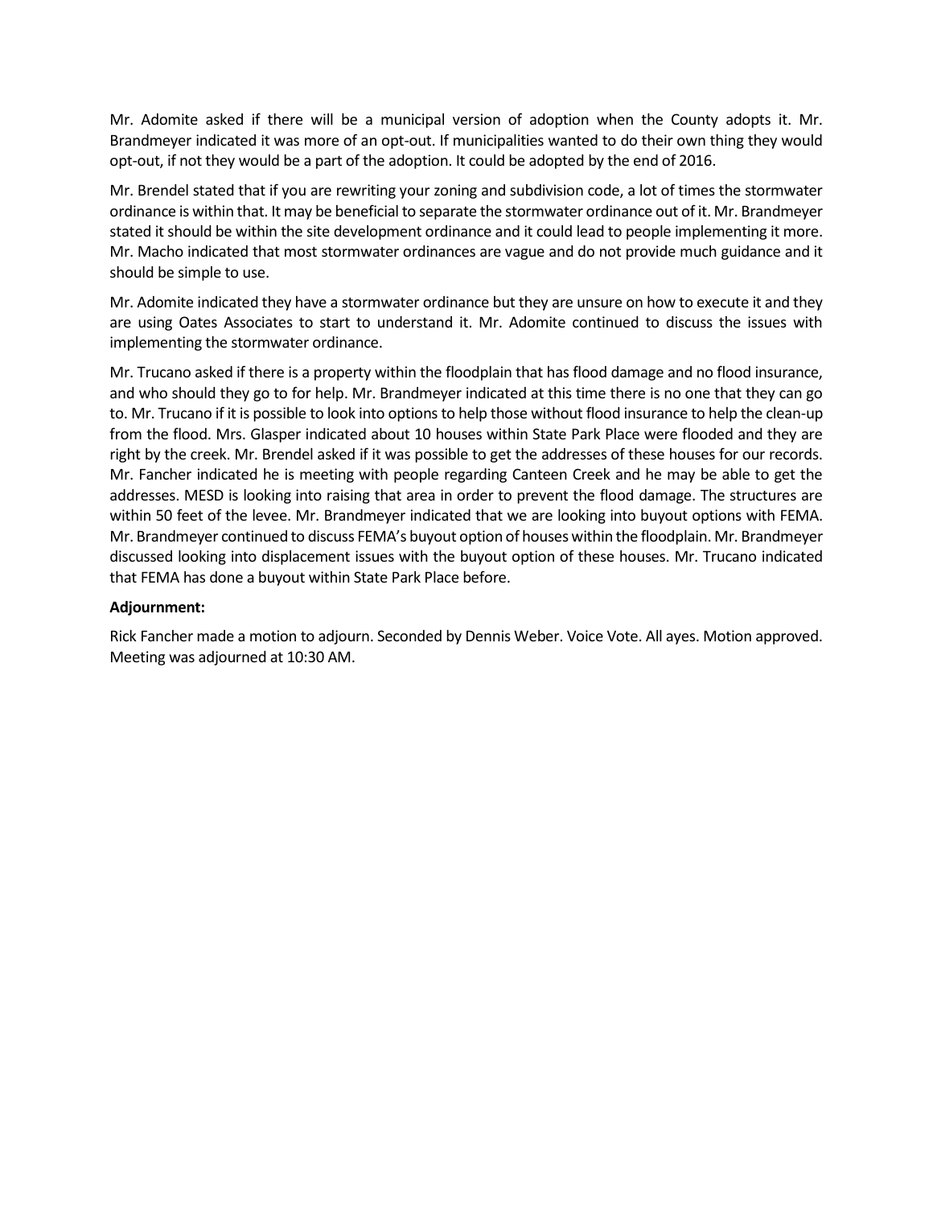Mr. Adomite asked if there will be a municipal version of adoption when the County adopts it. Mr. Brandmeyer indicated it was more of an opt-out. If municipalities wanted to do their own thing they would opt-out, if not they would be a part of the adoption. It could be adopted by the end of 2016.

Mr. Brendel stated that if you are rewriting your zoning and subdivision code, a lot of times the stormwater ordinance is within that. It may be beneficial to separate the stormwater ordinance out of it. Mr. Brandmeyer stated it should be within the site development ordinance and it could lead to people implementing it more. Mr. Macho indicated that most stormwater ordinances are vague and do not provide much guidance and it should be simple to use.

Mr. Adomite indicated they have a stormwater ordinance but they are unsure on how to execute it and they are using Oates Associates to start to understand it. Mr. Adomite continued to discuss the issues with implementing the stormwater ordinance.

Mr. Trucano asked if there is a property within the floodplain that has flood damage and no flood insurance, and who should they go to for help. Mr. Brandmeyer indicated at this time there is no one that they can go to. Mr. Trucano if it is possible to look into options to help those without flood insurance to help the clean-up from the flood. Mrs. Glasper indicated about 10 houses within State Park Place were flooded and they are right by the creek. Mr. Brendel asked if it was possible to get the addresses of these houses for our records. Mr. Fancher indicated he is meeting with people regarding Canteen Creek and he may be able to get the addresses. MESD is looking into raising that area in order to prevent the flood damage. The structures are within 50 feet of the levee. Mr. Brandmeyer indicated that we are looking into buyout options with FEMA. Mr. Brandmeyer continued to discuss FEMA's buyout option of houses within the floodplain. Mr. Brandmeyer discussed looking into displacement issues with the buyout option of these houses. Mr. Trucano indicated that FEMA has done a buyout within State Park Place before.

**Adjournment:**

Rick Fancher made a motion to adjourn. Seconded by Dennis Weber. Voice Vote. All ayes. Motion approved. Meeting was adjourned at 10:30 AM.